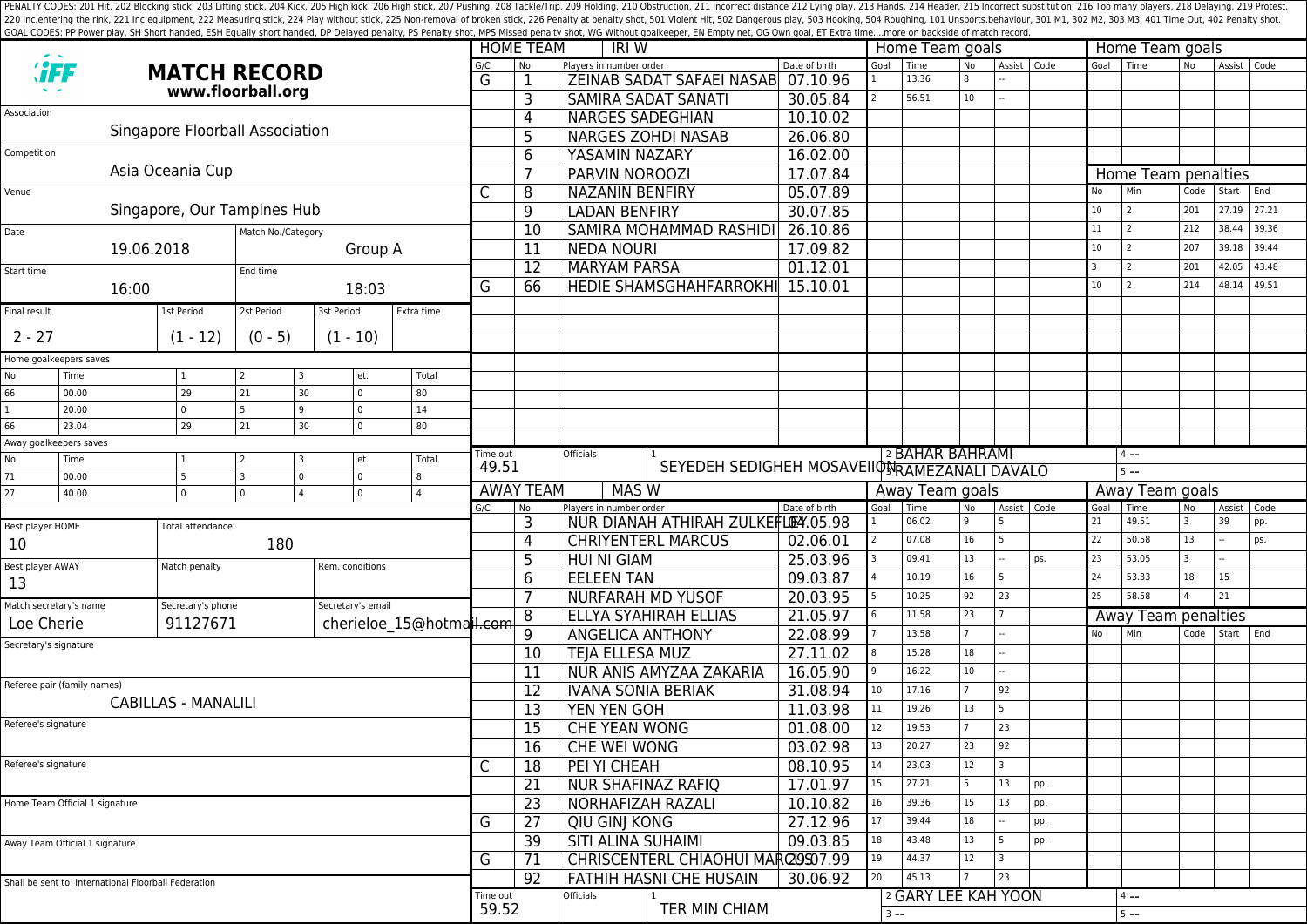PENALTY CODES: 201 Hit, 202 Blocking stick, 203 Lifting stick, 204 Kick, 205 High kick, 206 High stick, 207 Pushing, 208 Tackle/Trip, 209 Holding, 210 Obstruction, 211 Incorrect distance 212 Lying play, 213 Hands, 214 Header, 215 Incorrect substitution, 216 Too many players, 218 Delaying, 219 Protest, 220 Inc.entering the rink, 221 Inc.equipment, 222 Measuring stick, 224 Play without stick, 225 Non-removal of broken stick, 226 Penalty at penalty shot, 501 Violent Hit, 502 Dangerous play, 503 Hooking, 504 Roughing, 101 Unsports.behaviour, 301 M1, 302 M2, 303 M3, 401 Time Out, 402 Penalty shot.
GOAL CODES: PP Power play, SH Short handed, ESH Equally short handed, DP Delayed penalty, PS Penalty shot, MPS Missed penalty shot, WG Without goalkeeper, EN Empty net, OG Own goal, ET Extra time....more on backside of match record.

# MATCH RECORD
**www.floorball.org**

| | |
|---|---|
| Association | Singapore Floorball Association |
| Competition | Asia Oceania Cup |
| Venue | Singapore, Our Tampines Hub |
| Date | 19.06.2018 |
| Match No./Category | Group A |
| Start time | 16:00 |
| End time | 18:03 |

| Final result | 1st Period | 2st Period | 3st Period | Extra time |
|---|---|---|---|---|
| 2 - 27 | (1 - 12) | (0 - 5) | (1 - 10) | |

**Home goalkeepers saves**

| No | Time | 1 | 2 | 3 | et. | Total |
|---|---|---|---|---|---|---|
| 66 | 00.00 | 29 | 21 | 30 | 0 | 80 |
| 1 | 20.00 | 0 | 5 | 9 | 0 | 14 |
| 66 | 23.04 | 29 | 21 | 30 | 0 | 80 |

**Away goalkeepers saves**

| No | Time | 1 | 2 | 3 | et. | Total |
|---|---|---|---|---|---|---|
| 71 | 00.00 | 5 | 3 | 0 | 0 | 8 |
| 27 | 40.00 | 0 | 0 | 4 | 0 | 4 |

| | |
|---|---|
| Best player HOME | 10 |
| Total attendance | 180 |
| Best player AWAY | 13 |
| Match penalty | |
| Rem. conditions | |
| Match secretary's name | Loe Cherie |
| Secretary's phone | 91127671 |
| Secretary's email | cherieloe_15@hotmail.com |
| Secretary's signature | |
| Referee pair (family names) | CABILLAS - MANALILI |
| Referee's signature | |
| Referee's signature | |
| Home Team Official 1 signature | |
| Away Team Official 1 signature | |

Shall be sent to: International Floorball Federation

## HOME TEAM: IRI W

| G/C | No | Players in number order | Date of birth |
|---|---|---|---|
| G | 1 | ZEINAB SADAT SAFAEI NASAB | 07.10.96 |
| | 3 | SAMIRA SADAT SANATI | 30.05.84 |
| | 4 | NARGES SADEGHIAN | 10.10.02 |
| | 5 | NARGES ZOHDI NASAB | 26.06.80 |
| | 6 | YASAMIN NAZARY | 16.02.00 |
| | 7 | PARVIN NOROOZI | 17.07.84 |
| C | 8 | NAZANIN BENFIRY | 05.07.89 |
| | 9 | LADAN BENFIRY | 30.07.85 |
| | 10 | SAMIRA MOHAMMAD RASHIDI | 26.10.86 |
| | 11 | NEDA NOURI | 17.09.82 |
| | 12 | MARYAM PARSA | 01.12.01 |
| G | 66 | HEDIE SHAMSGHAHFARROKHI | 15.10.01 |

Time out: 49.51

Officials: 1 SEYEDEH SEDIGHEH MOSAVEION; 2 BAHAR BAHRAMI; 3 RAMEZANALI DAVALO; 4 --; 5 --

**Home Team goals**

| Goal | Time | No | Assist | Code |
|---|---|---|---|---|
| 1 | 13.36 | 8 | -- | |
| 2 | 56.51 | 10 | -- | |

**Home Team penalties**

| No | Min | Code | Start | End |
|---|---|---|---|---|
| 10 | 2 | 201 | 27.19 | 27.21 |
| 11 | 2 | 212 | 38.44 | 39.36 |
| 10 | 2 | 207 | 39.18 | 39.44 |
| 3 | 2 | 201 | 42.05 | 43.48 |
| 10 | 2 | 214 | 48.14 | 49.51 |

## AWAY TEAM: MAS W

| G/C | No | Players in number order | Date of birth |
|---|---|---|---|
| | 3 | NUR DIANAH ATHIRAH ZULKEFLEY | 04.05.98 |
| | 4 | CHRIYENTERL MARCUS | 02.06.01 |
| | 5 | HUI NI GIAM | 25.03.96 |
| | 6 | EELEEN TAN | 09.03.87 |
| | 7 | NURFARAH MD YUSOF | 20.03.95 |
| | 8 | ELLYA SYAHIRAH ELLIAS | 21.05.97 |
| | 9 | ANGELICA ANTHONY | 22.08.99 |
| | 10 | TEJA ELLESA MUZ | 27.11.02 |
| | 11 | NUR ANIS AMYZAA ZAKARIA | 16.05.90 |
| | 12 | IVANA SONIA BERIAK | 31.08.94 |
| | 13 | YEN YEN GOH | 11.03.98 |
| | 15 | CHE YEAN WONG | 01.08.00 |
| | 16 | CHE WEI WONG | 03.02.98 |
| C | 18 | PEI YI CHEAH | 08.10.95 |
| | 21 | NUR SHAFINAZ RAFIQ | 17.01.97 |
| | 23 | NORHAFIZAH RAZALI | 10.10.82 |
| G | 27 | QIU GINJ KONG | 27.12.96 |
| | 39 | SITI ALINA SUHAIMI | 09.03.85 |
| G | 71 | CHRISCENTERL CHIAOHUI MARCUS | 29.07.99 |
| | 92 | FATHIH HASNI CHE HUSAIN | 30.06.92 |

Time out: 59.52

Officials: 1 TER MIN CHIAM; 2 GARY LEE KAH YOON; 3 --; 4 --; 5 --

**Away Team goals**

| Goal | Time | No | Assist | Code |
|---|---|---|---|---|
| 1 | 06.02 | 9 | 5 | |
| 2 | 07.08 | 16 | 5 | |
| 3 | 09.41 | 13 | -- | ps. |
| 4 | 10.19 | 16 | 5 | |
| 5 | 10.25 | 92 | 23 | |
| 6 | 11.58 | 23 | 7 | |
| 7 | 13.58 | 7 | -- | |
| 8 | 15.28 | 18 | -- | |
| 9 | 16.22 | 10 | -- | |
| 10 | 17.16 | 7 | 92 | |
| 11 | 19.26 | 13 | 5 | |
| 12 | 19.53 | 7 | 23 | |
| 13 | 20.27 | 23 | 92 | |
| 14 | 23.03 | 12 | 3 | |
| 15 | 27.21 | 5 | 13 | pp. |
| 16 | 39.36 | 15 | 13 | pp. |
| 17 | 39.44 | 18 | -- | pp. |
| 18 | 43.48 | 13 | 5 | pp. |
| 19 | 44.37 | 12 | 3 | |
| 20 | 45.13 | 7 | 23 | |
| 21 | 49.51 | 3 | 39 | pp. |
| 22 | 50.58 | 13 | -- | ps. |
| 23 | 53.05 | 3 | -- | |
| 24 | 53.33 | 18 | 15 | |
| 25 | 58.58 | 4 | 21 | |

**Away Team penalties**

| No | Min | Code | Start | End |
|---|---|---|---|---|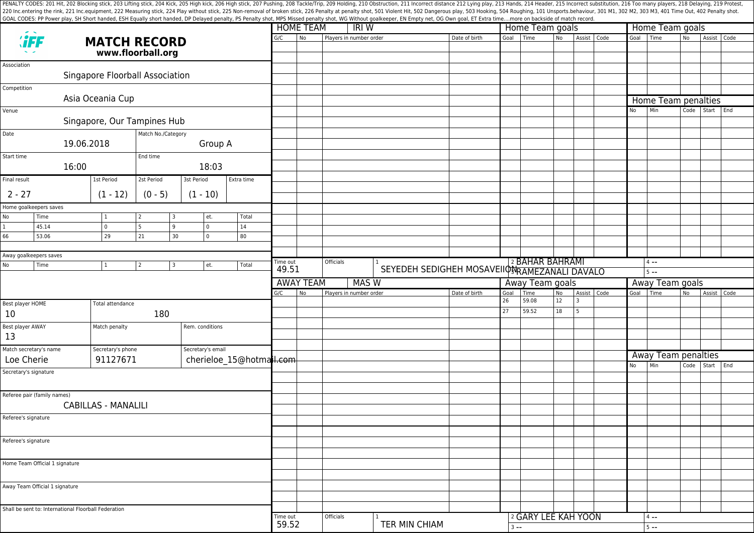PENALTY CODES: 201 Hit, 202 Blocking stick, 203 Lifting stick, 204 Kick, 205 High kick, 206 High stick, 207 Pushing, 208 Tackle/Trip, 209 Holding, 210 Obstruction, 211 Incorrect distance 212 Lying play, 213 Hands, 214 Header, 215 Incorrect substitution, 216 Too many players, 218 Delaying, 219 Protest, 220 Inc.entering the rink, 221 Inc.equipment, 222 Measuring stick, 224 Play without stick, 225 Non-removal of broken stick, 226 Penalty at penalty shot, 501 Violent Hit, 502 Dangerous play, 503 Hooking, 504 Roughing, 101 Unsports.behaviour, 301 M1, 302 M2, 303 M3, 401 Time Out, 402 Penalty shot.

GOAL CODES: PP Power play, SH Short handed, ESH Equally short handed, DP Delayed penalty, PS Penalty shot, MPS Missed penalty shot, WG Without goalkeeper, EN Empty net, OG Own goal, ET Extra time....more on backside of match record.

# MATCH RECORD

**www.floorball.org**

| | |
|---|---|
| Association | Singapore Floorball Association |
| Competition | Asia Oceania Cup |
| Venue | Singapore, Our Tampines Hub |
| Date | 19.06.2018 |
| Match No./Category | Group A |
| Start time | 16:00 |
| End time | 18:03 |

| Final result | 1st Period | 2st Period | 3st Period | Extra time |
|---|---|---|---|---|
| 2 - 27 | (1 - 12) | (0 - 5) | (1 - 10) | |

Home goalkeepers saves

| No | Time | 1 | 2 | 3 | et. | Total |
|---|---|---|---|---|---|---|
| 1 | 45.14 | 0 | 5 | 9 | 0 | 14 |
| 66 | 53.06 | 29 | 21 | 30 | 0 | 80 |

Away goalkeepers saves

| No | Time | 1 | 2 | 3 | et. | Total |
|---|---|---|---|---|---|---|
| | | | | | | |

| | |
|---|---|
| Best player HOME | 10 |
| Best player AWAY | 13 |
| Total attendance | 180 |
| Match penalty | |
| Rem. conditions | |
| Match secretary's name | Loe Cherie |
| Secretary's phone | 91127671 |
| Secretary's email | cherieloe_15@hotmail.com |
| Secretary's signature | |
| Referee pair (family names) | CABILLAS - MANALILI |
| Referee's signature | |
| Referee's signature | |
| Home Team Official 1 signature | |
| Away Team Official 1 signature | |

Shall be sent to: International Floorball Federation

## HOME TEAM: IRI W

| G/C | No | Players in number order | Date of birth |
|---|---|---|---|
| | | | |

Home Team goals

| Goal | Time | No | Assist | Code |
|---|---|---|---|---|
| | | | | |

Home Team penalties

| No | Min | Code | Start | End |
|---|---|---|---|---|
| | | | | |

Time out: 49.51

Officials:
1 SEYEDEH SEDIGHEH MOSAVEIION
2 BAHAR BAHRAMI
3 RAMEZANALI DAVALO
4 --
5 --

## AWAY TEAM: MAS W

| G/C | No | Players in number order | Date of birth |
|---|---|---|---|
| | | | |

Away Team goals

| Goal | Time | No | Assist | Code |
|---|---|---|---|---|
| 26 | 59.08 | 12 | 3 | |
| 27 | 59.52 | 18 | 5 | |

Away Team penalties

| No | Min | Code | Start | End |
|---|---|---|---|---|
| | | | | |

Time out: 59.52

Officials:
1 TER MIN CHIAM
2 GARY LEE KAH YOON
3 --
4 --
5 --